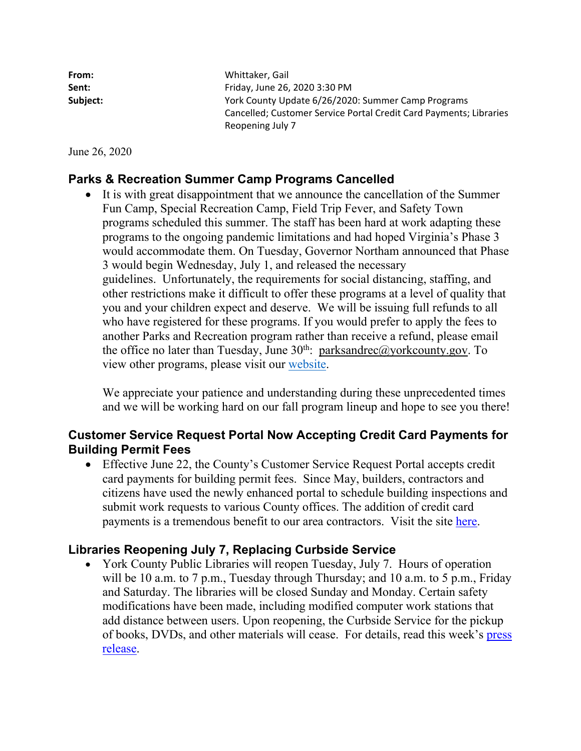**From:** Whittaker, Gail
**Sent:** Friday, June 26, 2020 3:30 PM
**Subject:** York County Update 6/26/2020: Summer Camp Programs Cancelled; Customer Service Portal Credit Card Payments; Libraries Reopening July 7

June 26, 2020

## Parks & Recreation Summer Camp Programs Cancelled

- It is with great disappointment that we announce the cancellation of the Summer Fun Camp, Special Recreation Camp, Field Trip Fever, and Safety Town programs scheduled this summer. The staff has been hard at work adapting these programs to the ongoing pandemic limitations and had hoped Virginia's Phase 3 would accommodate them. On Tuesday, Governor Northam announced that Phase 3 would begin Wednesday, July 1, and released the necessary guidelines. Unfortunately, the requirements for social distancing, staffing, and other restrictions make it difficult to offer these programs at a level of quality that you and your children expect and deserve. We will be issuing full refunds to all who have registered for these programs. If you would prefer to apply the fees to another Parks and Recreation program rather than receive a refund, please email the office no later than Tuesday, June 30th: parksandrec@yorkcounty.gov. To view other programs, please visit our website.

  We appreciate your patience and understanding during these unprecedented times and we will be working hard on our fall program lineup and hope to see you there!

## Customer Service Request Portal Now Accepting Credit Card Payments for Building Permit Fees

- Effective June 22, the County's Customer Service Request Portal accepts credit card payments for building permit fees. Since May, builders, contractors and citizens have used the newly enhanced portal to schedule building inspections and submit work requests to various County offices. The addition of credit card payments is a tremendous benefit to our area contractors. Visit the site here.

## Libraries Reopening July 7, Replacing Curbside Service

- York County Public Libraries will reopen Tuesday, July 7. Hours of operation will be 10 a.m. to 7 p.m., Tuesday through Thursday; and 10 a.m. to 5 p.m., Friday and Saturday. The libraries will be closed Sunday and Monday. Certain safety modifications have been made, including modified computer work stations that add distance between users. Upon reopening, the Curbside Service for the pickup of books, DVDs, and other materials will cease. For details, read this week's press release.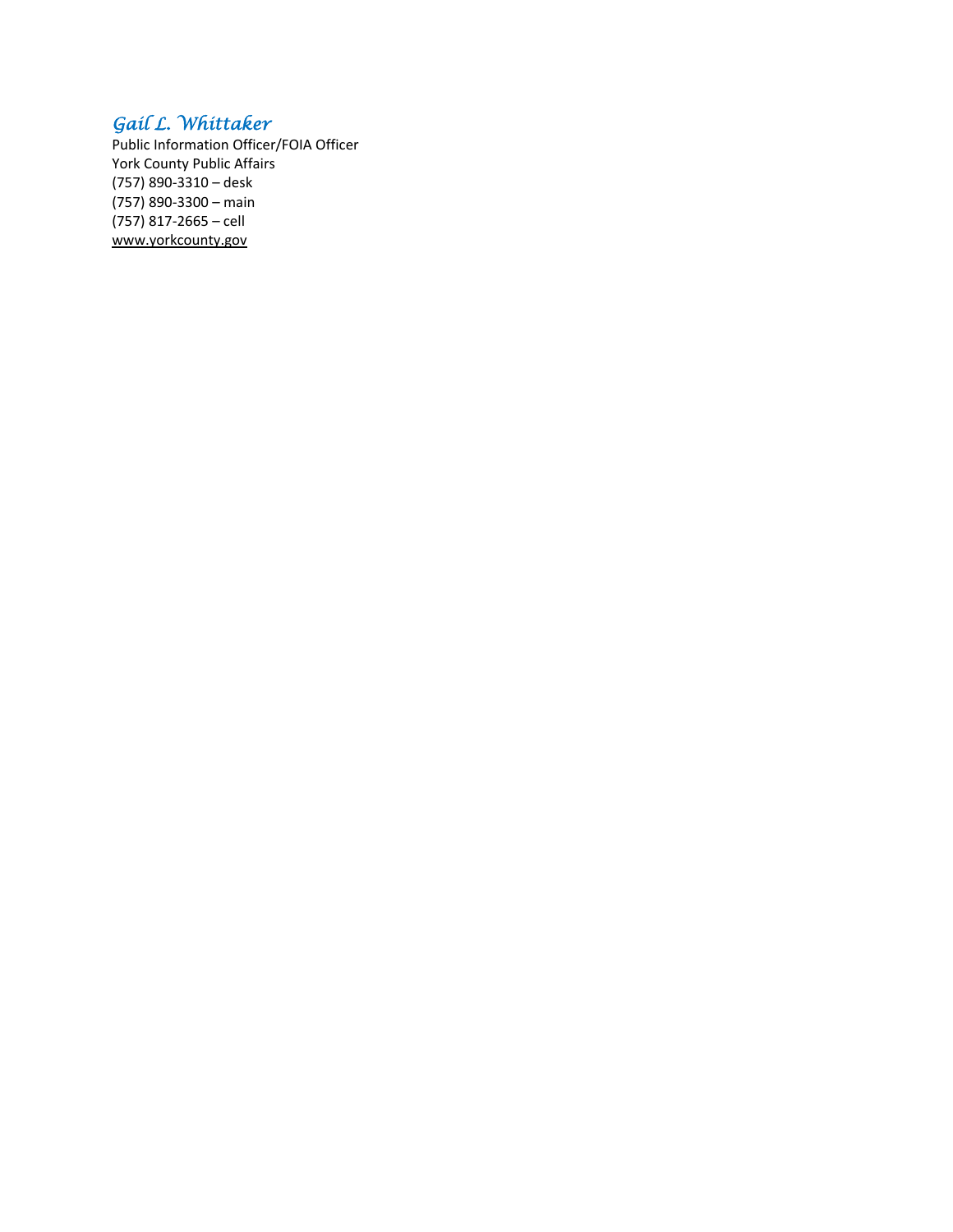*Gail L. Whittaker*
Public Information Officer/FOIA Officer
York County Public Affairs
(757) 890-3310 – desk
(757) 890-3300 – main
(757) 817-2665 – cell
www.yorkcounty.gov